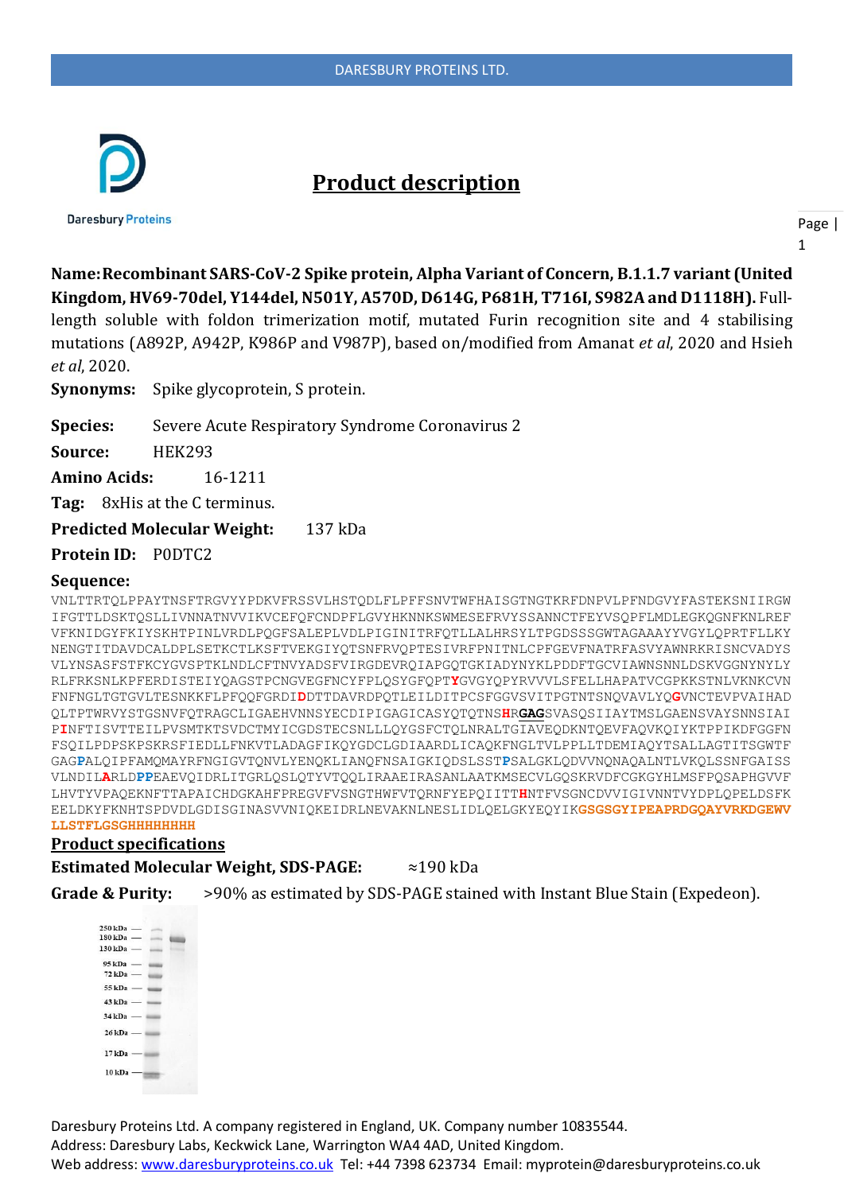# Product description

**Name: Recombinant SARS-CoV-2 Spike protein, Alpha Variant of Concern, B.1.1.7 variant (United Kingdom, HV69-70del, Y144del, N501Y, A570D, D614G, P681H, T716I, S982A and D1118H).** Full-length soluble with foldon trimerization motif, mutated Furin recognition site and 4 stabilising mutations (A892P, A942P, K986P and V987P), based on/modified from Amanat *et al*, 2020 and Hsieh *et al*, 2020.

**Synonyms:** Spike glycoprotein, S protein.

**Species:** Severe Acute Respiratory Syndrome Coronavirus 2

**Source:** HEK293

**Amino Acids:** 16-1211

**Tag:** 8xHis at the C terminus.

**Predicted Molecular Weight:** 137 kDa

**Protein ID:** P0DTC2

**Sequence:**

```
VNLTTRTQLPPAYTNSFTRGVYYPDKVFRSSVLHSTQDLFLPFFSNVTWFHAISGTNGTKRFDNPVLPFNDGVYFASTEKSNIIRGW
IFGTTLDSKTQSLLIVNNATNVVIKVCEFQFCNDPFLGVYHKNNKSWMESEFRVYSSANNCTFEYVSQPFLMDLEGKQGNFKNLREF
VFKNIDGYFKIYSKHTPINLVRDLPQGFSALEPLVDLPIGINITRFQTLLALHRSYLTPGDSSSGWTAGAAAYYVGYLQPRTFLLKY
NENGTITDAVDCALDPLSETKCTLKSFTVEKGIYQTSNFRVQPTESIVRFPNITNLCPFGEVFNATRFASVYAWNRKRISNCVADYS
VLYNSASFSTFKCYGVSPTKLNDLCFTNVYADSFVIRGDEVRQIAPGQTGKIADYNYKLPDDFTGCVIAWNSNNLDSKVGGNYNYLY
RLFRKSNLKPFERDISTEIYQAGSTPCNGVEGFNCYFPLQSYGFQPTYGVGYQPYRVVVLSFELLHAPATVCGPKKSTNLVKNKCVN
FNFNGLTGTGVLTESNKKFLPFQQFGRDIDDTTDAVRDPQTLEILDITPCSFGGVSVITPGTNTSNQVAVLYQGVNCTEVPVAIHAD
QLTPTWRVYSTGSNVFQTRAGCLIGAEHVNNSYECDIPIGAGICASYQTQTNSHRGAGSVASQSIIAYTMSLGAENSVAYSNNSIAI
PINFTISVTTEILPVSMTKTSVDCTMYICGDSTECSNLLLQYGSFCTQLNRALTGIAVEQDKNTQEVFAQVKQIYKTPPIKDFGGFN
FSQILPDPSKPSKRSFIEDLLFNKVTLADAGFIKQYGDCLGDIAARDLICAQKFNGLTVLPPLLTDEMIAQYTSALLAGTITSGWTF
GAGPALQIPFAMQMAYRFNGIGVTQNVLYENQKLIANQFNSAIGKIQDSLSSTPSALGKLQDVVNQNAQALNTLVKQLSSNFGAISS
VLNDILARLDPPEAEVQIDRLITGRLQSLQTYVTQQLIRAAEIRASANLAATKMSECVLGQSKRVDFCGKGYHLMSFPQSAPHGVVF
LHVTYVPAQEKNFTTAPAICHDGKAHFPREGVFVSNGTHWFVTQRNFYEPQIITTHNTFVSGNCDVVIGIVNNTVYDPLQPELDSFK
EELDKYFKNHTSPDVDLGDISGINASVVNIQKEIDRLNEVAKNLNESLIDLQELGKYEQYIKGSGSGYIPEAPRDGQAYVRKDGEWV
LLSTFLGSGHHHHHHHH
```

## Product specifications

**Estimated Molecular Weight, SDS-PAGE:** ≈190 kDa

**Grade & Purity:** >90% as estimated by SDS-PAGE stained with Instant Blue Stain (Expedeon).

Daresbury Proteins Ltd. A company registered in England, UK. Company number 10835544.
Address: Daresbury Labs, Keckwick Lane, Warrington WA4 4AD, United Kingdom.
Web address: www.daresburyproteins.co.uk Tel: +44 7398 623734 Email: myprotein@daresburyproteins.co.uk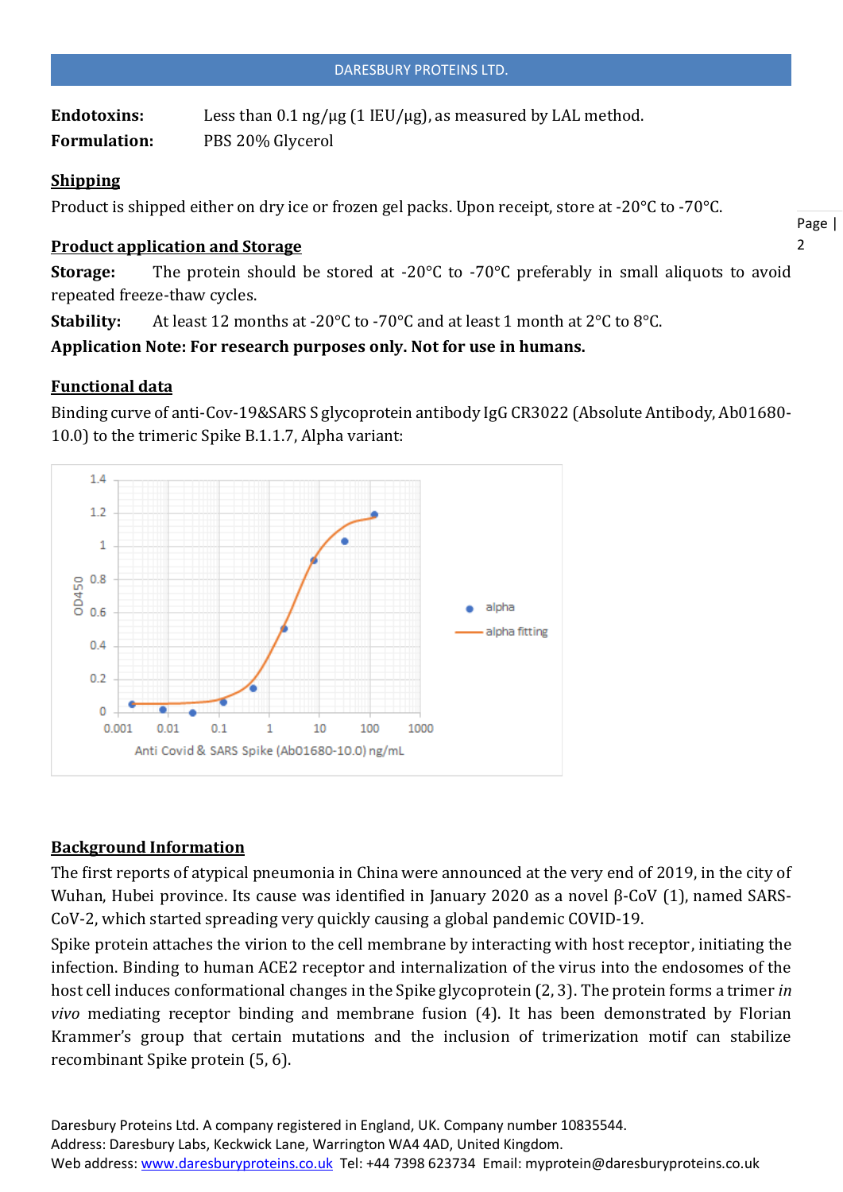**Endotoxins:** Less than 0.1 ng/µg (1 IEU/µg), as measured by LAL method.

**Formulation:** PBS 20% Glycerol

## Shipping

Product is shipped either on dry ice or frozen gel packs. Upon receipt, store at -20°C to -70°C.

## Product application and Storage

**Storage:** The protein should be stored at -20°C to -70°C preferably in small aliquots to avoid repeated freeze-thaw cycles.

**Stability:** At least 12 months at -20°C to -70°C and at least 1 month at 2°C to 8°C.

**Application Note: For research purposes only. Not for use in humans.**

## Functional data

Binding curve of anti-Cov-19&SARS S glycoprotein antibody IgG CR3022 (Absolute Antibody, Ab01680-10.0) to the trimeric Spike B.1.1.7, Alpha variant:

## Background Information

The first reports of atypical pneumonia in China were announced at the very end of 2019, in the city of Wuhan, Hubei province. Its cause was identified in January 2020 as a novel β-CoV (1), named SARS-CoV-2, which started spreading very quickly causing a global pandemic COVID-19.

Spike protein attaches the virion to the cell membrane by interacting with host receptor, initiating the infection. Binding to human ACE2 receptor and internalization of the virus into the endosomes of the host cell induces conformational changes in the Spike glycoprotein (2, 3). The protein forms a trimer *in vivo* mediating receptor binding and membrane fusion (4). It has been demonstrated by Florian Krammer's group that certain mutations and the inclusion of trimerization motif can stabilize recombinant Spike protein (5, 6).

Daresbury Proteins Ltd. A company registered in England, UK. Company number 10835544.
Address: Daresbury Labs, Keckwick Lane, Warrington WA4 4AD, United Kingdom.
Web address: www.daresburyproteins.co.uk Tel: +44 7398 623734 Email: myprotein@daresburyproteins.co.uk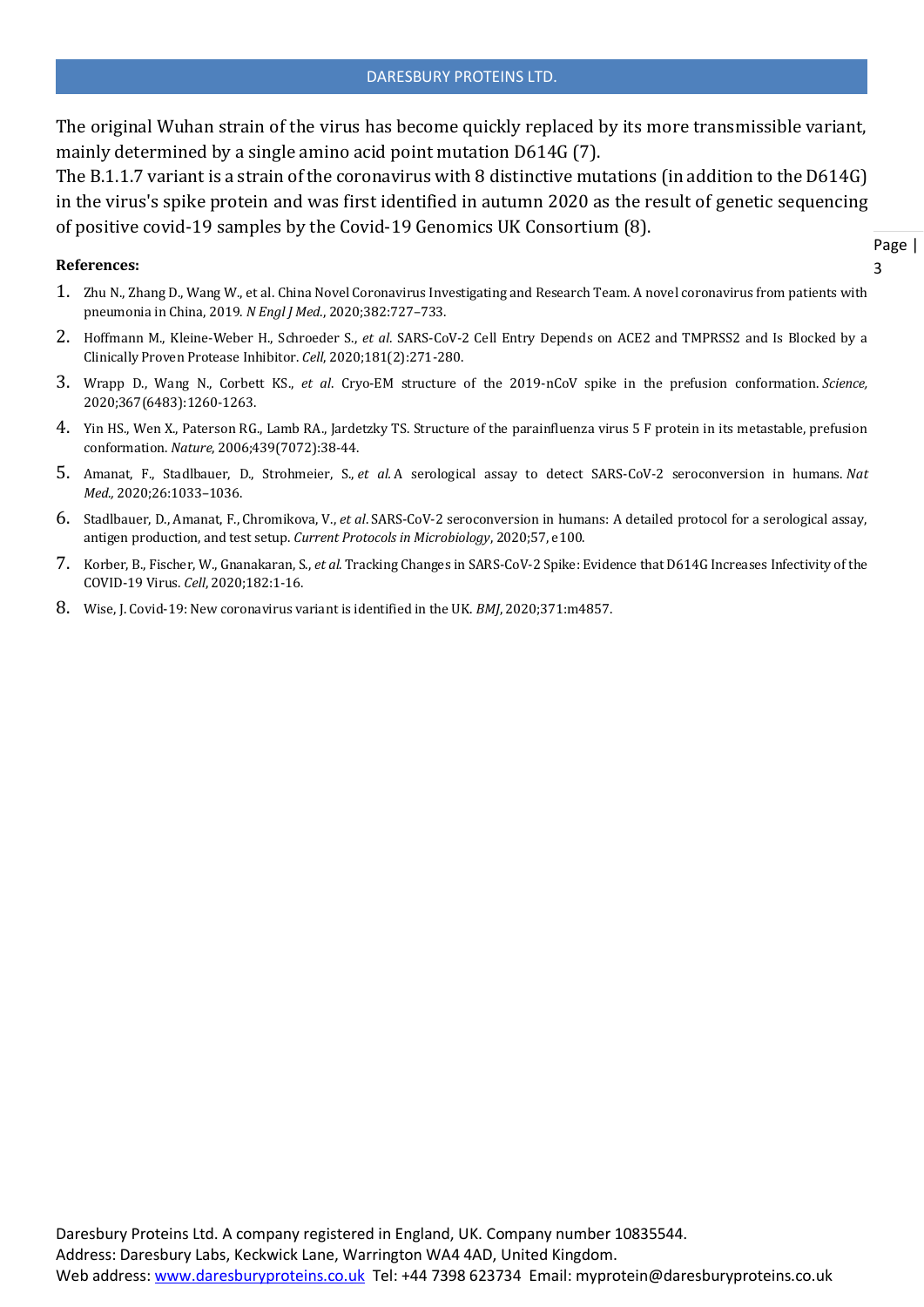The original Wuhan strain of the virus has become quickly replaced by its more transmissible variant, mainly determined by a single amino acid point mutation D614G (7).

The B.1.1.7 variant is a strain of the coronavirus with 8 distinctive mutations (in addition to the D614G) in the virus's spike protein and was first identified in autumn 2020 as the result of genetic sequencing of positive covid-19 samples by the Covid-19 Genomics UK Consortium (8).

**References:**

1. Zhu N., Zhang D., Wang W., et al. China Novel Coronavirus Investigating and Research Team. A novel coronavirus from patients with pneumonia in China, 2019. *N Engl J Med.*, 2020;382:727–733.
2. Hoffmann M., Kleine-Weber H., Schroeder S., *et al*. SARS-CoV-2 Cell Entry Depends on ACE2 and TMPRSS2 and Is Blocked by a Clinically Proven Protease Inhibitor. *Cell*, 2020;181(2):271-280.
3. Wrapp D., Wang N., Corbett KS., *et al*. Cryo-EM structure of the 2019-nCoV spike in the prefusion conformation. *Science,* 2020;367(6483):1260-1263.
4. Yin HS., Wen X., Paterson RG., Lamb RA., Jardetzky TS. Structure of the parainfluenza virus 5 F protein in its metastable, prefusion conformation. *Nature*, 2006;439(7072):38-44.
5. Amanat, F., Stadlbauer, D., Strohmeier, S., *et al.* A serological assay to detect SARS-CoV-2 seroconversion in humans. *Nat Med.,* 2020;26:1033–1036.
6. Stadlbauer, D., Amanat, F., Chromikova, V., *et al*. SARS-CoV-2 seroconversion in humans: A detailed protocol for a serological assay, antigen production, and test setup. *Current Protocols in Microbiology*, 2020;57, e100.
7. Korber, B., Fischer, W., Gnanakaran, S., *et al.* Tracking Changes in SARS-CoV-2 Spike: Evidence that D614G Increases Infectivity of the COVID-19 Virus. *Cell*, 2020;182:1-16.
8. Wise, J. Covid-19: New coronavirus variant is identified in the UK. *BMJ*, 2020;371:m4857.